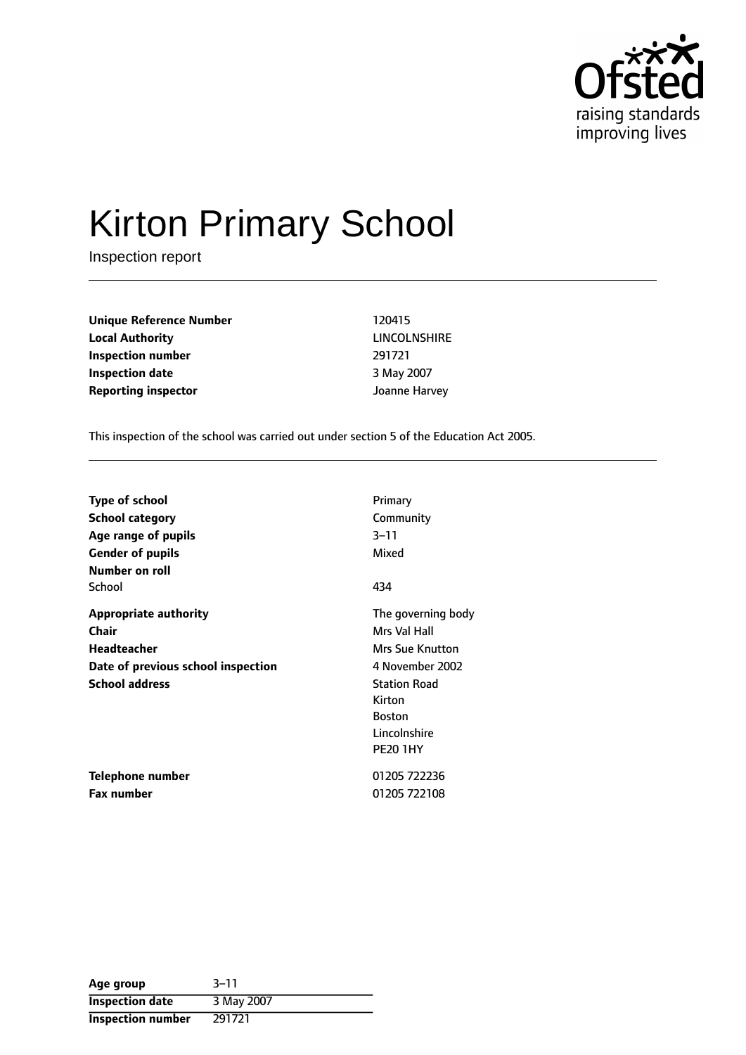# Kirton Primary School

Inspection report

| | |
|---|---|
| **Unique Reference Number** | 120415 |
| **Local Authority** | LINCOLNSHIRE |
| **Inspection number** | 291721 |
| **Inspection date** | 3 May 2007 |
| **Reporting inspector** | Joanne Harvey |

This inspection of the school was carried out under section 5 of the Education Act 2005.

| | |
|---|---|
| **Type of school** | Primary |
| **School category** | Community |
| **Age range of pupils** | 3–11 |
| **Gender of pupils** | Mixed |
| **Number on roll** | |
| School | 434 |
| **Appropriate authority** | The governing body |
| **Chair** | Mrs Val Hall |
| **Headteacher** | Mrs Sue Knutton |
| **Date of previous school inspection** | 4 November 2002 |
| **School address** | Station Road<br>Kirton<br>Boston<br>Lincolnshire<br>PE20 1HY |
| **Telephone number** | 01205 722236 |
| **Fax number** | 01205 722108 |

| | |
|---|---|
| **Age group** | 3–11 |
| **Inspection date** | 3 May 2007 |
| **Inspection number** | 291721 |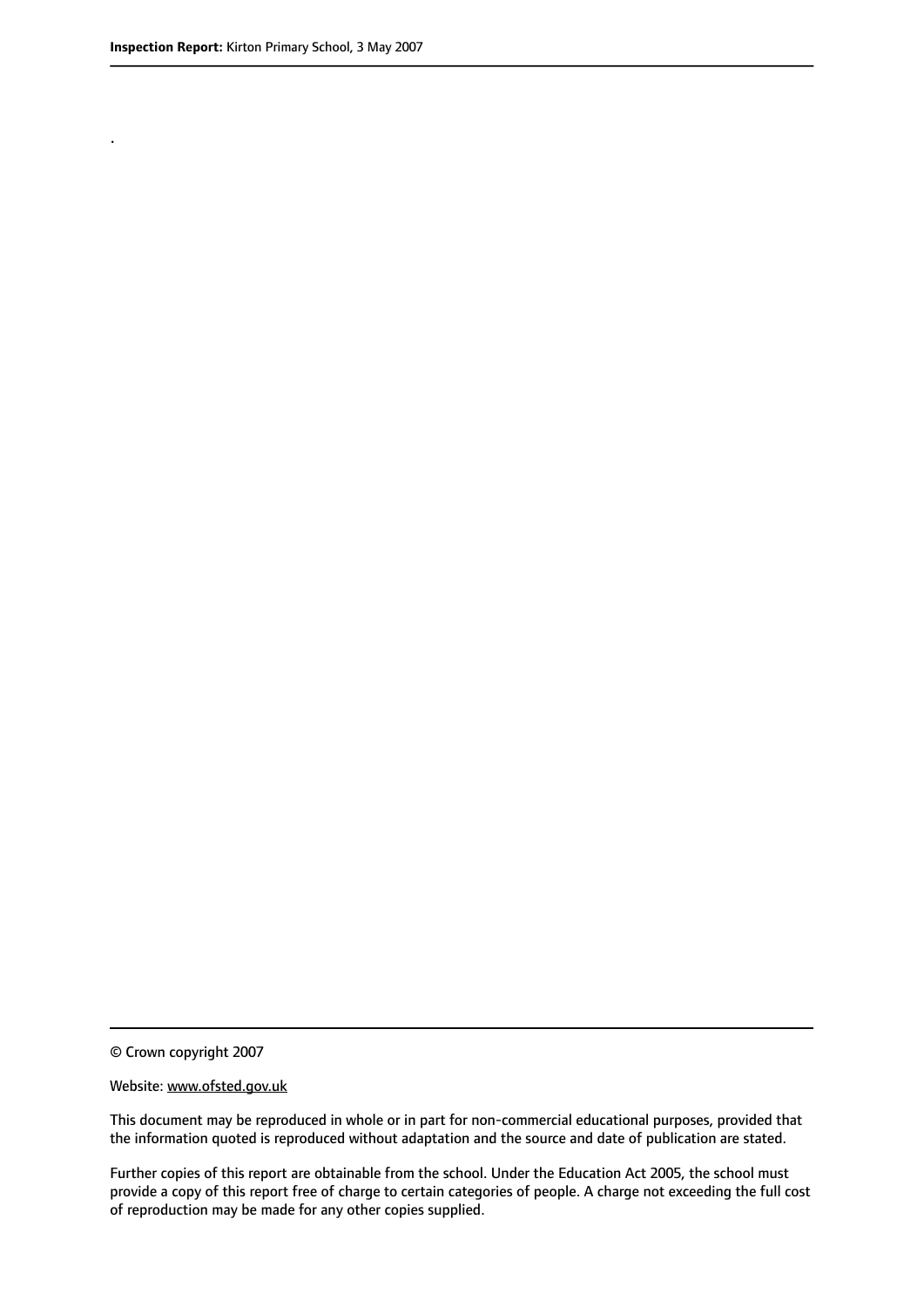.

© Crown copyright 2007

Website: www.ofsted.gov.uk

This document may be reproduced in whole or in part for non-commercial educational purposes, provided that the information quoted is reproduced without adaptation and the source and date of publication are stated.

Further copies of this report are obtainable from the school. Under the Education Act 2005, the school must provide a copy of this report free of charge to certain categories of people. A charge not exceeding the full cost of reproduction may be made for any other copies supplied.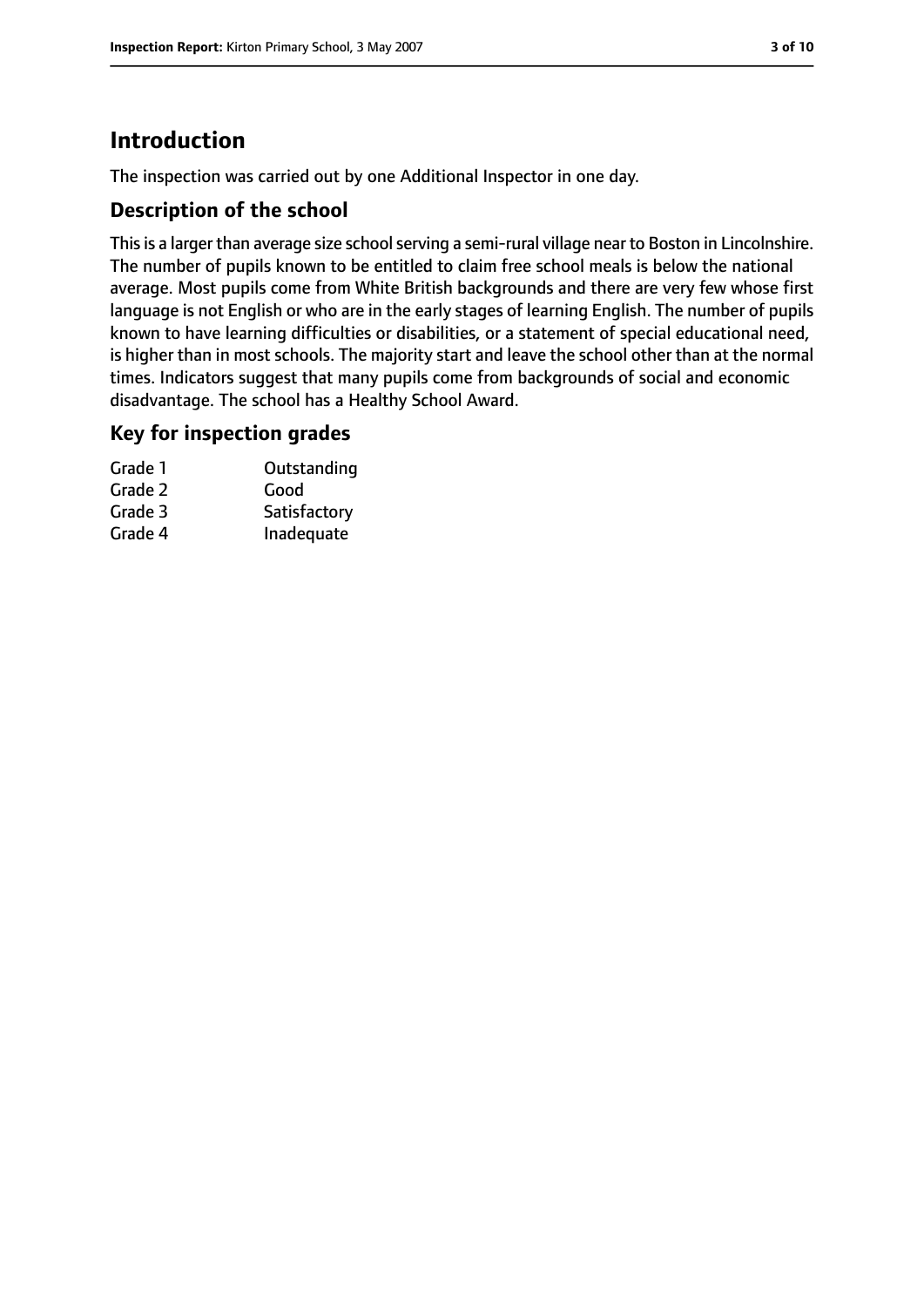## Introduction

The inspection was carried out by one Additional Inspector in one day.

### Description of the school

This is a larger than average size school serving a semi-rural village near to Boston in Lincolnshire. The number of pupils known to be entitled to claim free school meals is below the national average. Most pupils come from White British backgrounds and there are very few whose first language is not English or who are in the early stages of learning English. The number of pupils known to have learning difficulties or disabilities, or a statement of special educational need, is higher than in most schools. The majority start and leave the school other than at the normal times. Indicators suggest that many pupils come from backgrounds of social and economic disadvantage. The school has a Healthy School Award.

### Key for inspection grades

| | |
|---|---|
| Grade 1 | Outstanding |
| Grade 2 | Good |
| Grade 3 | Satisfactory |
| Grade 4 | Inadequate |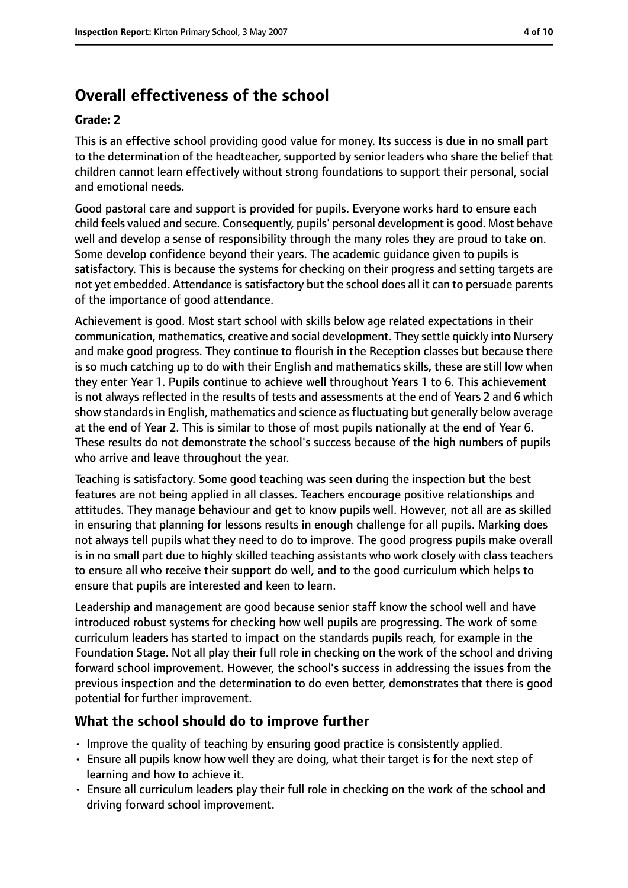## Overall effectiveness of the school

**Grade: 2**

This is an effective school providing good value for money. Its success is due in no small part to the determination of the headteacher, supported by senior leaders who share the belief that children cannot learn effectively without strong foundations to support their personal, social and emotional needs.

Good pastoral care and support is provided for pupils. Everyone works hard to ensure each child feels valued and secure. Consequently, pupils' personal development is good. Most behave well and develop a sense of responsibility through the many roles they are proud to take on. Some develop confidence beyond their years. The academic guidance given to pupils is satisfactory. This is because the systems for checking on their progress and setting targets are not yet embedded. Attendance is satisfactory but the school does all it can to persuade parents of the importance of good attendance.

Achievement is good. Most start school with skills below age related expectations in their communication, mathematics, creative and social development. They settle quickly into Nursery and make good progress. They continue to flourish in the Reception classes but because there is so much catching up to do with their English and mathematics skills, these are still low when they enter Year 1. Pupils continue to achieve well throughout Years 1 to 6. This achievement is not always reflected in the results of tests and assessments at the end of Years 2 and 6 which show standards in English, mathematics and science as fluctuating but generally below average at the end of Year 2. This is similar to those of most pupils nationally at the end of Year 6. These results do not demonstrate the school's success because of the high numbers of pupils who arrive and leave throughout the year.

Teaching is satisfactory. Some good teaching was seen during the inspection but the best features are not being applied in all classes. Teachers encourage positive relationships and attitudes. They manage behaviour and get to know pupils well. However, not all are as skilled in ensuring that planning for lessons results in enough challenge for all pupils. Marking does not always tell pupils what they need to do to improve. The good progress pupils make overall is in no small part due to highly skilled teaching assistants who work closely with class teachers to ensure all who receive their support do well, and to the good curriculum which helps to ensure that pupils are interested and keen to learn.

Leadership and management are good because senior staff know the school well and have introduced robust systems for checking how well pupils are progressing. The work of some curriculum leaders has started to impact on the standards pupils reach, for example in the Foundation Stage. Not all play their full role in checking on the work of the school and driving forward school improvement. However, the school's success in addressing the issues from the previous inspection and the determination to do even better, demonstrates that there is good potential for further improvement.

### What the school should do to improve further

- Improve the quality of teaching by ensuring good practice is consistently applied.
- Ensure all pupils know how well they are doing, what their target is for the next step of learning and how to achieve it.
- Ensure all curriculum leaders play their full role in checking on the work of the school and driving forward school improvement.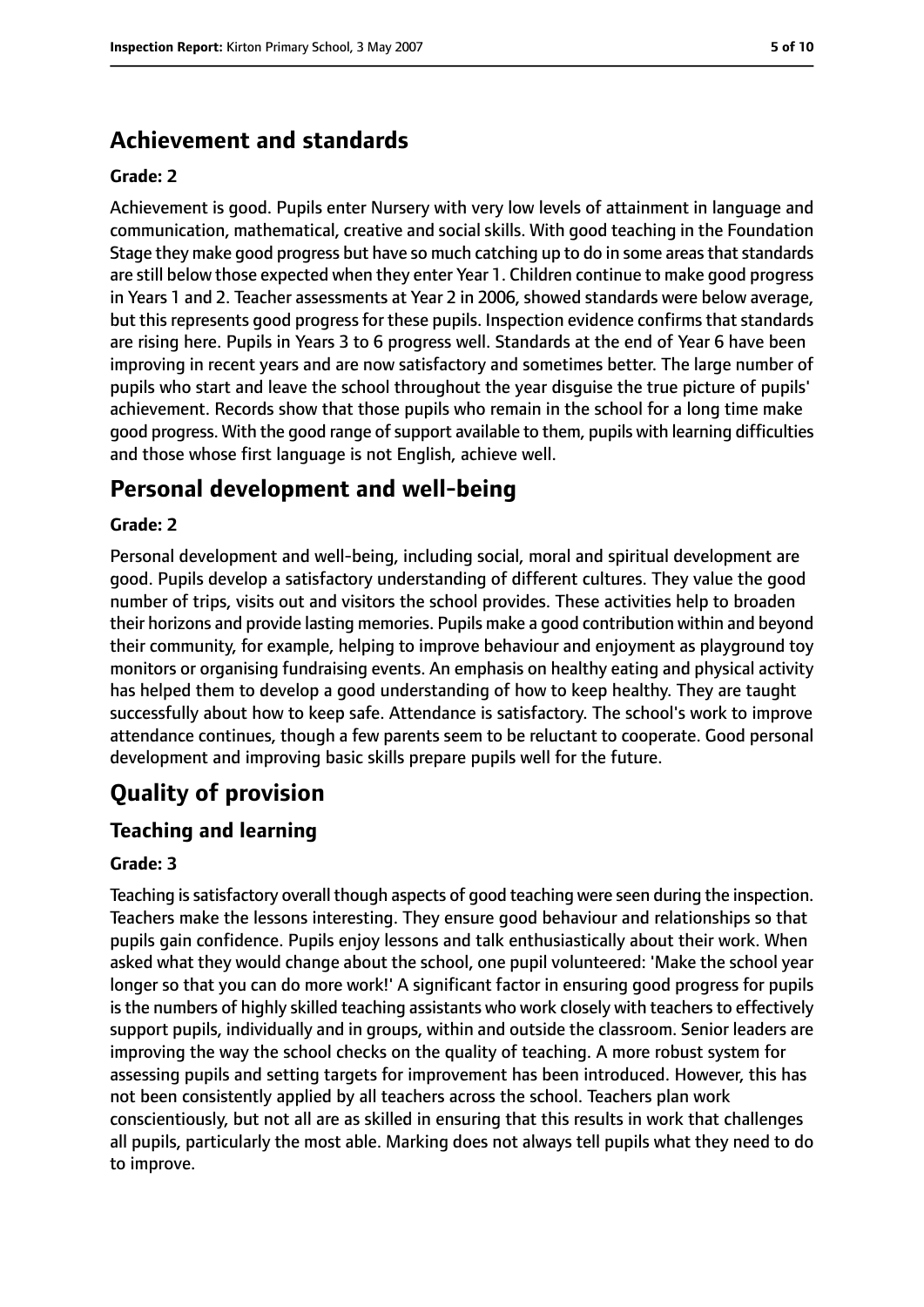## Achievement and standards

**Grade: 2**

Achievement is good. Pupils enter Nursery with very low levels of attainment in language and communication, mathematical, creative and social skills. With good teaching in the Foundation Stage they make good progress but have so much catching up to do in some areas that standards are still below those expected when they enter Year 1. Children continue to make good progress in Years 1 and 2. Teacher assessments at Year 2 in 2006, showed standards were below average, but this represents good progress for these pupils. Inspection evidence confirms that standards are rising here. Pupils in Years 3 to 6 progress well. Standards at the end of Year 6 have been improving in recent years and are now satisfactory and sometimes better. The large number of pupils who start and leave the school throughout the year disguise the true picture of pupils' achievement. Records show that those pupils who remain in the school for a long time make good progress. With the good range of support available to them, pupils with learning difficulties and those whose first language is not English, achieve well.

## Personal development and well-being

**Grade: 2**

Personal development and well-being, including social, moral and spiritual development are good. Pupils develop a satisfactory understanding of different cultures. They value the good number of trips, visits out and visitors the school provides. These activities help to broaden their horizons and provide lasting memories. Pupils make a good contribution within and beyond their community, for example, helping to improve behaviour and enjoyment as playground toy monitors or organising fundraising events. An emphasis on healthy eating and physical activity has helped them to develop a good understanding of how to keep healthy. They are taught successfully about how to keep safe. Attendance is satisfactory. The school's work to improve attendance continues, though a few parents seem to be reluctant to cooperate. Good personal development and improving basic skills prepare pupils well for the future.

# Quality of provision

## Teaching and learning

**Grade: 3**

Teaching is satisfactory overall though aspects of good teaching were seen during the inspection. Teachers make the lessons interesting. They ensure good behaviour and relationships so that pupils gain confidence. Pupils enjoy lessons and talk enthusiastically about their work. When asked what they would change about the school, one pupil volunteered: 'Make the school year longer so that you can do more work!' A significant factor in ensuring good progress for pupils is the numbers of highly skilled teaching assistants who work closely with teachers to effectively support pupils, individually and in groups, within and outside the classroom. Senior leaders are improving the way the school checks on the quality of teaching. A more robust system for assessing pupils and setting targets for improvement has been introduced. However, this has not been consistently applied by all teachers across the school. Teachers plan work conscientiously, but not all are as skilled in ensuring that this results in work that challenges all pupils, particularly the most able. Marking does not always tell pupils what they need to do to improve.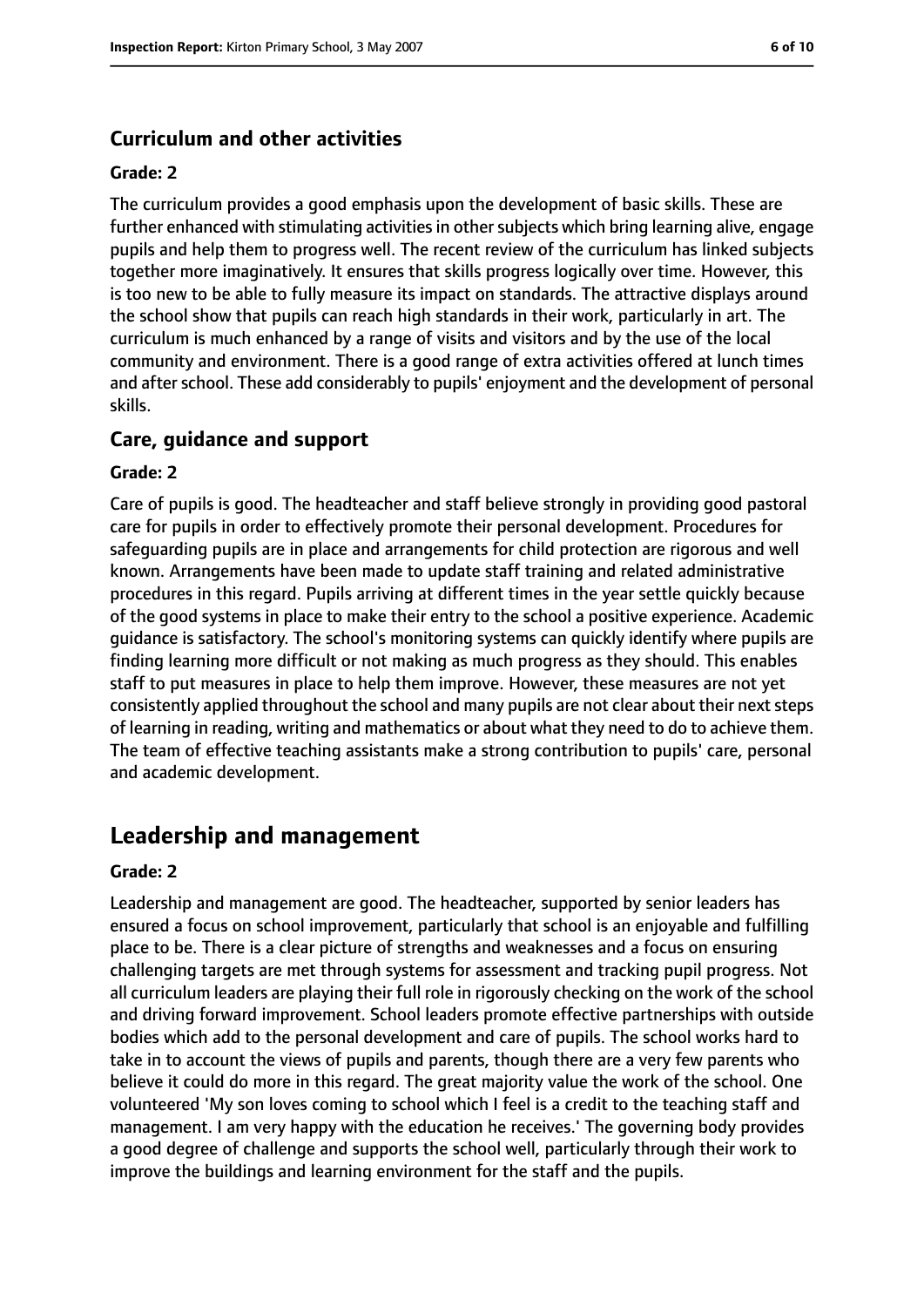### Curriculum and other activities

#### Grade: 2

The curriculum provides a good emphasis upon the development of basic skills. These are further enhanced with stimulating activities in other subjects which bring learning alive, engage pupils and help them to progress well. The recent review of the curriculum has linked subjects together more imaginatively. It ensures that skills progress logically over time. However, this is too new to be able to fully measure its impact on standards. The attractive displays around the school show that pupils can reach high standards in their work, particularly in art. The curriculum is much enhanced by a range of visits and visitors and by the use of the local community and environment. There is a good range of extra activities offered at lunch times and after school. These add considerably to pupils' enjoyment and the development of personal skills.

### Care, guidance and support

#### Grade: 2

Care of pupils is good. The headteacher and staff believe strongly in providing good pastoral care for pupils in order to effectively promote their personal development. Procedures for safeguarding pupils are in place and arrangements for child protection are rigorous and well known. Arrangements have been made to update staff training and related administrative procedures in this regard. Pupils arriving at different times in the year settle quickly because of the good systems in place to make their entry to the school a positive experience. Academic guidance is satisfactory. The school's monitoring systems can quickly identify where pupils are finding learning more difficult or not making as much progress as they should. This enables staff to put measures in place to help them improve. However, these measures are not yet consistently applied throughout the school and many pupils are not clear about their next steps of learning in reading, writing and mathematics or about what they need to do to achieve them. The team of effective teaching assistants make a strong contribution to pupils' care, personal and academic development.

## Leadership and management

#### Grade: 2

Leadership and management are good. The headteacher, supported by senior leaders has ensured a focus on school improvement, particularly that school is an enjoyable and fulfilling place to be. There is a clear picture of strengths and weaknesses and a focus on ensuring challenging targets are met through systems for assessment and tracking pupil progress. Not all curriculum leaders are playing their full role in rigorously checking on the work of the school and driving forward improvement. School leaders promote effective partnerships with outside bodies which add to the personal development and care of pupils. The school works hard to take in to account the views of pupils and parents, though there are a very few parents who believe it could do more in this regard. The great majority value the work of the school. One volunteered 'My son loves coming to school which I feel is a credit to the teaching staff and management. I am very happy with the education he receives.' The governing body provides a good degree of challenge and supports the school well, particularly through their work to improve the buildings and learning environment for the staff and the pupils.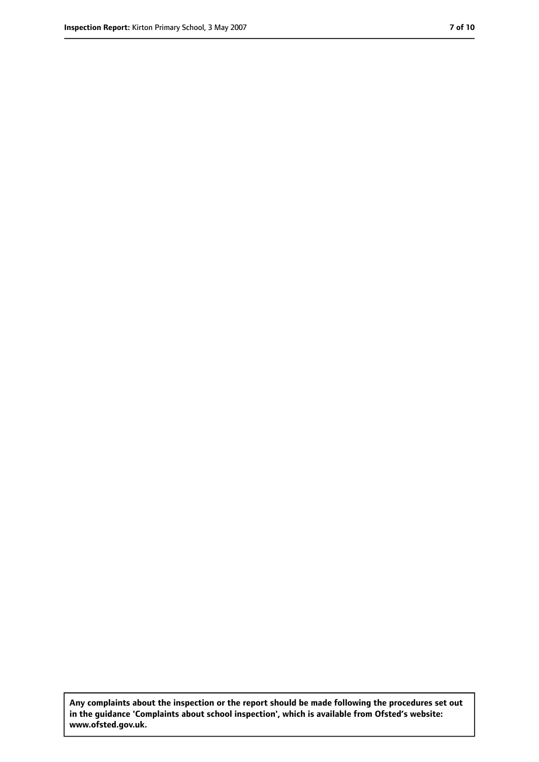**Any complaints about the inspection or the report should be made following the procedures set out in the guidance 'Complaints about school inspection', which is available from Ofsted's website: www.ofsted.gov.uk.**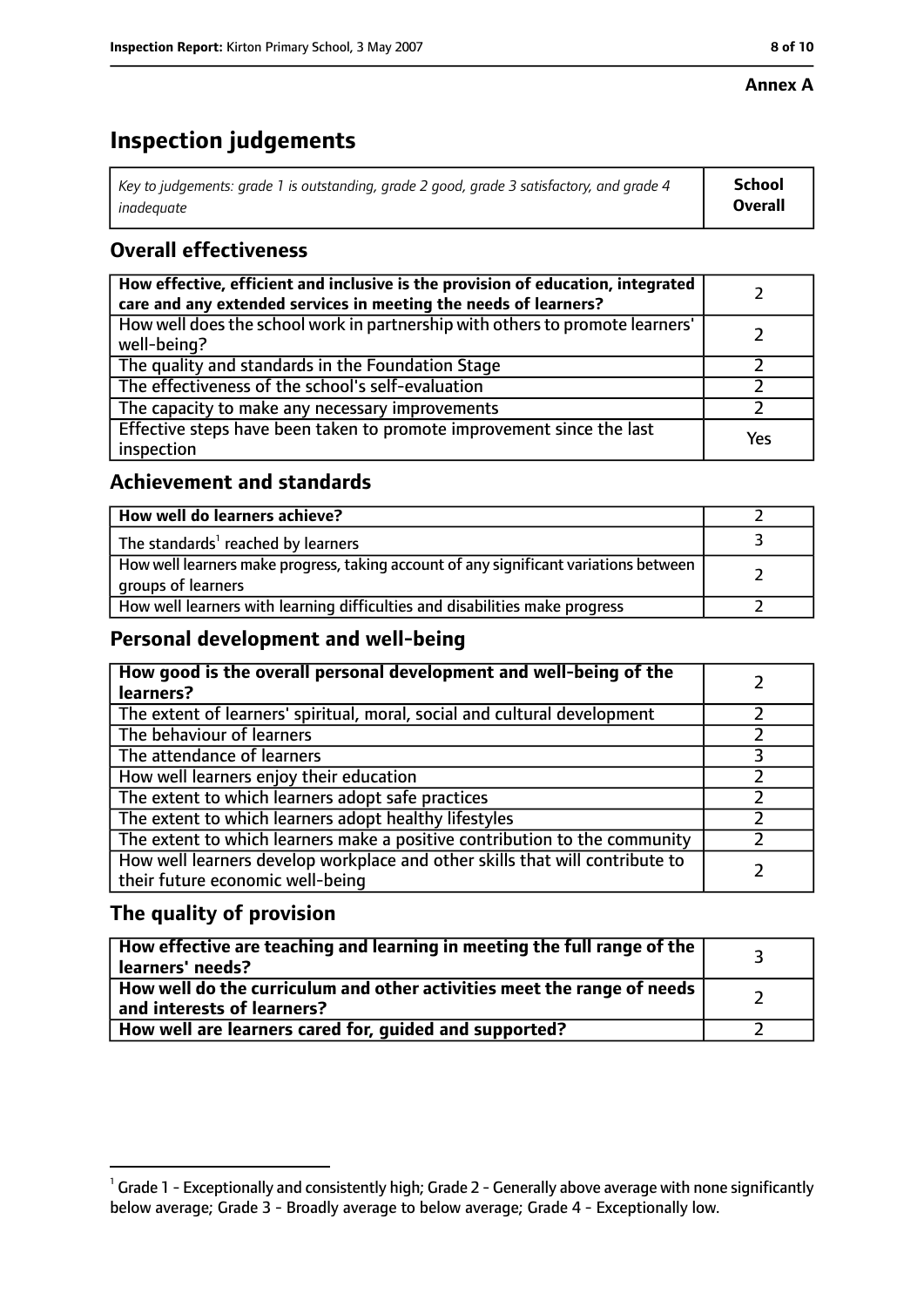**Annex A**

# Inspection judgements

| *Key to judgements: grade 1 is outstanding, grade 2 good, grade 3 satisfactory, and grade 4 inadequate* | **School Overall** |
|---|---|

## Overall effectiveness

| | |
|---|---|
| **How effective, efficient and inclusive is the provision of education, integrated care and any extended services in meeting the needs of learners?** | 2 |
| How well does the school work in partnership with others to promote learners' well-being? | 2 |
| The quality and standards in the Foundation Stage | 2 |
| The effectiveness of the school's self-evaluation | 2 |
| The capacity to make any necessary improvements | 2 |
| Effective steps have been taken to promote improvement since the last inspection | Yes |

## Achievement and standards

| | |
|---|---|
| **How well do learners achieve?** | 2 |
| The standards[1] reached by learners | 3 |
| How well learners make progress, taking account of any significant variations between groups of learners | 2 |
| How well learners with learning difficulties and disabilities make progress | 2 |

## Personal development and well-being

| | |
|---|---|
| **How good is the overall personal development and well-being of the learners?** | 2 |
| The extent of learners' spiritual, moral, social and cultural development | 2 |
| The behaviour of learners | 2 |
| The attendance of learners | 3 |
| How well learners enjoy their education | 2 |
| The extent to which learners adopt safe practices | 2 |
| The extent to which learners adopt healthy lifestyles | 2 |
| The extent to which learners make a positive contribution to the community | 2 |
| How well learners develop workplace and other skills that will contribute to their future economic well-being | 2 |

## The quality of provision

| | |
|---|---|
| **How effective are teaching and learning in meeting the full range of the learners' needs?** | 3 |
| **How well do the curriculum and other activities meet the range of needs and interests of learners?** | 2 |
| **How well are learners cared for, guided and supported?** | 2 |

[1] Grade 1 - Exceptionally and consistently high; Grade 2 - Generally above average with none significantly below average; Grade 3 - Broadly average to below average; Grade 4 - Exceptionally low.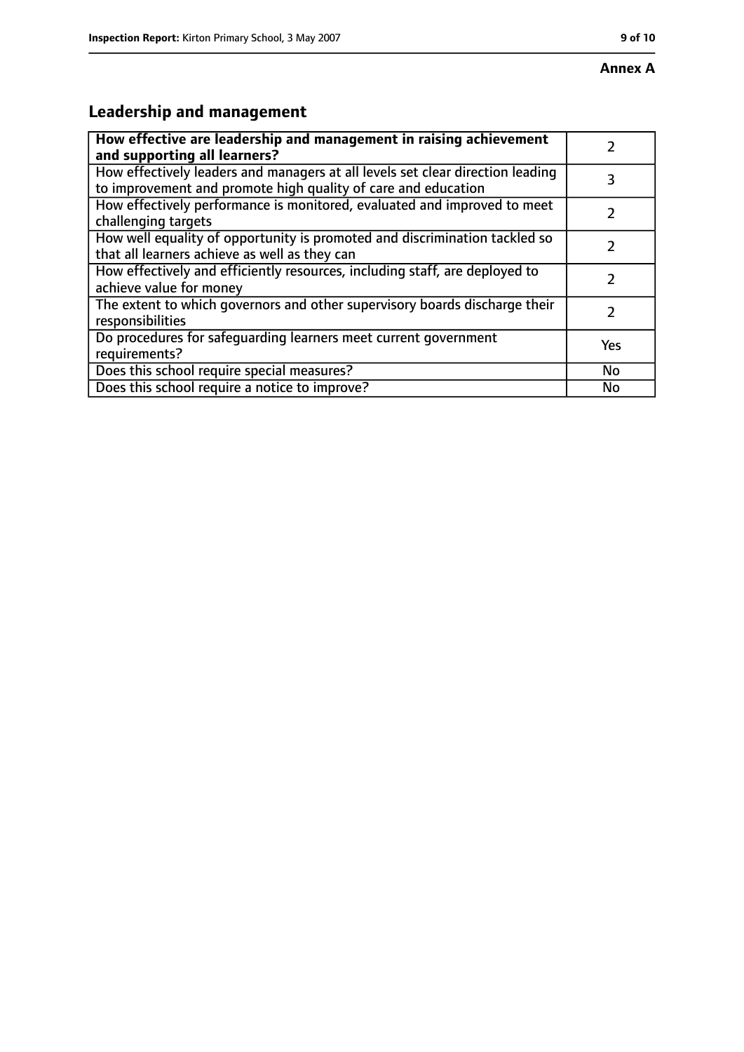**Annex A**

## Leadership and management

| **How effective are leadership and management in raising achievement and supporting all learners?** | 2 |
|---|---|
| How effectively leaders and managers at all levels set clear direction leading to improvement and promote high quality of care and education | 3 |
| How effectively performance is monitored, evaluated and improved to meet challenging targets | 2 |
| How well equality of opportunity is promoted and discrimination tackled so that all learners achieve as well as they can | 2 |
| How effectively and efficiently resources, including staff, are deployed to achieve value for money | 2 |
| The extent to which governors and other supervisory boards discharge their responsibilities | 2 |
| Do procedures for safeguarding learners meet current government requirements? | Yes |
| Does this school require special measures? | No |
| Does this school require a notice to improve? | No |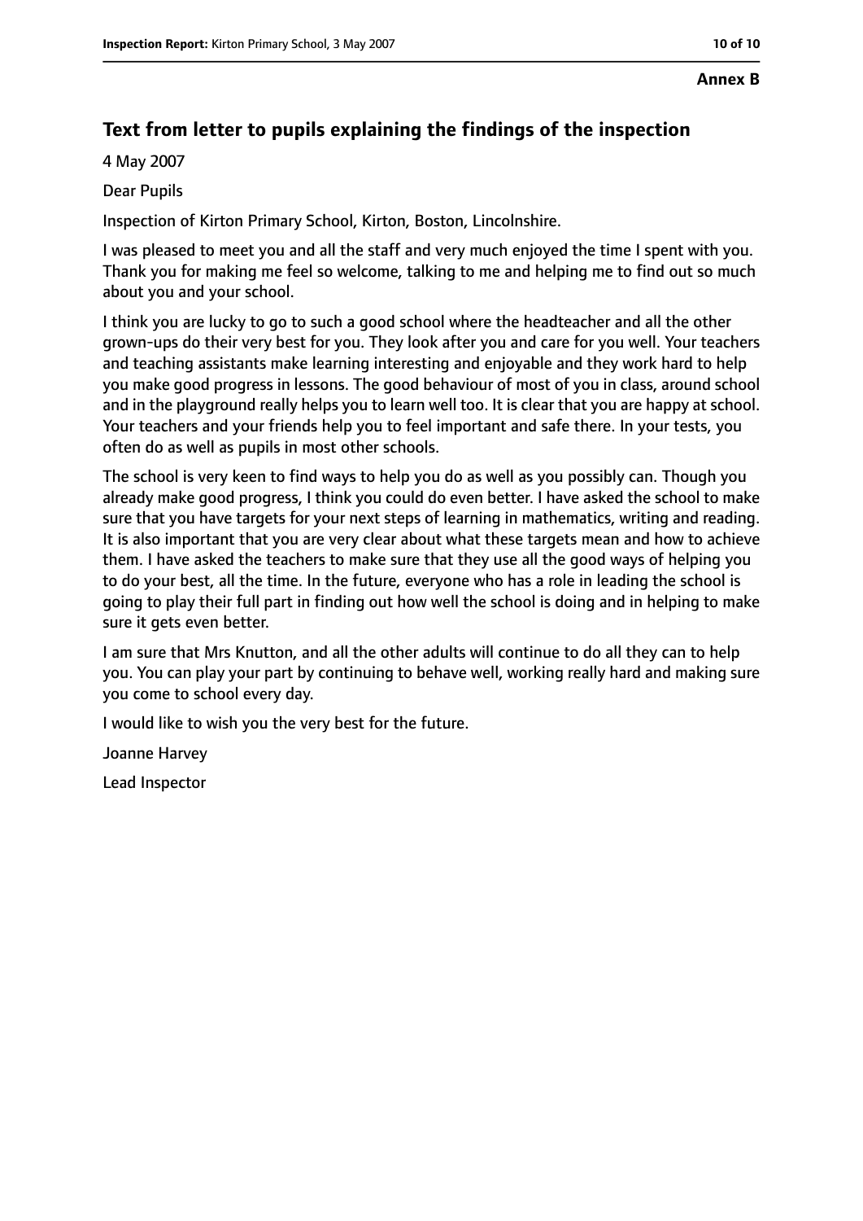**Annex B**

## Text from letter to pupils explaining the findings of the inspection

4 May 2007

Dear Pupils

Inspection of Kirton Primary School, Kirton, Boston, Lincolnshire.

I was pleased to meet you and all the staff and very much enjoyed the time I spent with you. Thank you for making me feel so welcome, talking to me and helping me to find out so much about you and your school.

I think you are lucky to go to such a good school where the headteacher and all the other grown-ups do their very best for you. They look after you and care for you well. Your teachers and teaching assistants make learning interesting and enjoyable and they work hard to help you make good progress in lessons. The good behaviour of most of you in class, around school and in the playground really helps you to learn well too. It is clear that you are happy at school. Your teachers and your friends help you to feel important and safe there. In your tests, you often do as well as pupils in most other schools.

The school is very keen to find ways to help you do as well as you possibly can. Though you already make good progress, I think you could do even better. I have asked the school to make sure that you have targets for your next steps of learning in mathematics, writing and reading. It is also important that you are very clear about what these targets mean and how to achieve them. I have asked the teachers to make sure that they use all the good ways of helping you to do your best, all the time. In the future, everyone who has a role in leading the school is going to play their full part in finding out how well the school is doing and in helping to make sure it gets even better.

I am sure that Mrs Knutton, and all the other adults will continue to do all they can to help you. You can play your part by continuing to behave well, working really hard and making sure you come to school every day.

I would like to wish you the very best for the future.

Joanne Harvey

Lead Inspector